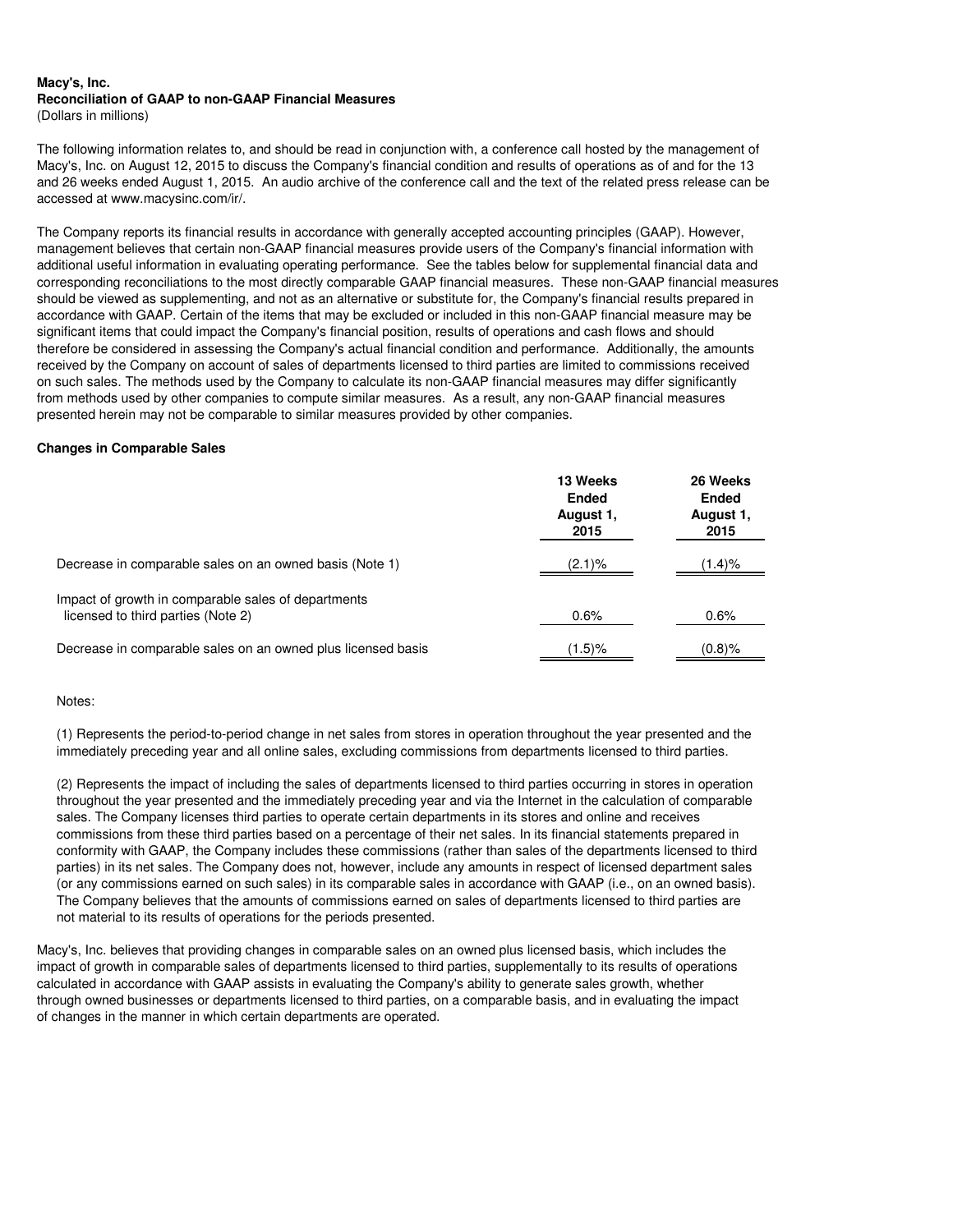**Macy's, Inc.**
**Reconciliation of GAAP to non-GAAP Financial Measures**
(Dollars in millions)

The following information relates to, and should be read in conjunction with, a conference call hosted by the management of Macy's, Inc. on August 12, 2015 to discuss the Company's financial condition and results of operations as of and for the 13 and 26 weeks ended August 1, 2015. An audio archive of the conference call and the text of the related press release can be accessed at www.macysinc.com/ir/.

The Company reports its financial results in accordance with generally accepted accounting principles (GAAP). However, management believes that certain non-GAAP financial measures provide users of the Company's financial information with additional useful information in evaluating operating performance. See the tables below for supplemental financial data and corresponding reconciliations to the most directly comparable GAAP financial measures. These non-GAAP financial measures should be viewed as supplementing, and not as an alternative or substitute for, the Company's financial results prepared in accordance with GAAP. Certain of the items that may be excluded or included in this non-GAAP financial measure may be significant items that could impact the Company's financial position, results of operations and cash flows and should therefore be considered in assessing the Company's actual financial condition and performance. Additionally, the amounts received by the Company on account of sales of departments licensed to third parties are limited to commissions received on such sales. The methods used by the Company to calculate its non-GAAP financial measures may differ significantly from methods used by other companies to compute similar measures. As a result, any non-GAAP financial measures presented herein may not be comparable to similar measures provided by other companies.

**Changes in Comparable Sales**

| | 13 Weeks Ended August 1, 2015 | 26 Weeks Ended August 1, 2015 |
|---|---|---|
| Decrease in comparable sales on an owned basis (Note 1) | (2.1)% | (1.4)% |
| Impact of growth in comparable sales of departments licensed to third parties (Note 2) | 0.6% | 0.6% |
| Decrease in comparable sales on an owned plus licensed basis | (1.5)% | (0.8)% |

Notes:

(1) Represents the period-to-period change in net sales from stores in operation throughout the year presented and the immediately preceding year and all online sales, excluding commissions from departments licensed to third parties.

(2) Represents the impact of including the sales of departments licensed to third parties occurring in stores in operation throughout the year presented and the immediately preceding year and via the Internet in the calculation of comparable sales. The Company licenses third parties to operate certain departments in its stores and online and receives commissions from these third parties based on a percentage of their net sales. In its financial statements prepared in conformity with GAAP, the Company includes these commissions (rather than sales of the departments licensed to third parties) in its net sales. The Company does not, however, include any amounts in respect of licensed department sales (or any commissions earned on such sales) in its comparable sales in accordance with GAAP (i.e., on an owned basis). The Company believes that the amounts of commissions earned on sales of departments licensed to third parties are not material to its results of operations for the periods presented.

Macy's, Inc. believes that providing changes in comparable sales on an owned plus licensed basis, which includes the impact of growth in comparable sales of departments licensed to third parties, supplementally to its results of operations calculated in accordance with GAAP assists in evaluating the Company's ability to generate sales growth, whether through owned businesses or departments licensed to third parties, on a comparable basis, and in evaluating the impact of changes in the manner in which certain departments are operated.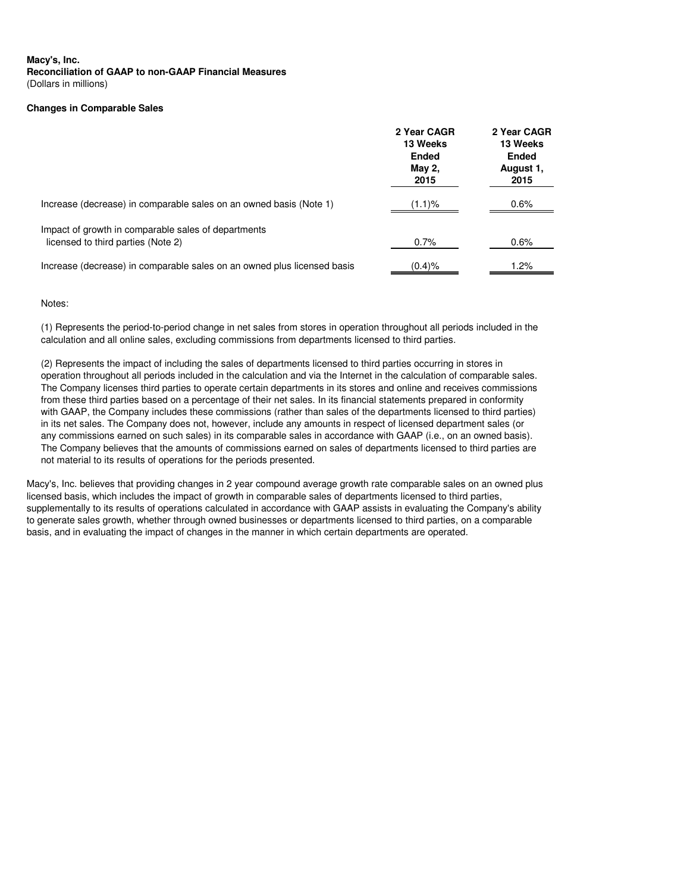**Macy's, Inc.**
**Reconciliation of GAAP to non-GAAP Financial Measures**
(Dollars in millions)

**Changes in Comparable Sales**

| | 2 Year CAGR 13 Weeks Ended May 2, 2015 | 2 Year CAGR 13 Weeks Ended August 1, 2015 |
|---|---|---|
| Increase (decrease) in comparable sales on an owned basis (Note 1) | (1.1)% | 0.6% |
| Impact of growth in comparable sales of departments licensed to third parties (Note 2) | 0.7% | 0.6% |
| Increase (decrease) in comparable sales on an owned plus licensed basis | (0.4)% | 1.2% |

Notes:

(1) Represents the period-to-period change in net sales from stores in operation throughout all periods included in the calculation and all online sales, excluding commissions from departments licensed to third parties.

(2) Represents the impact of including the sales of departments licensed to third parties occurring in stores in operation throughout all periods included in the calculation and via the Internet in the calculation of comparable sales. The Company licenses third parties to operate certain departments in its stores and online and receives commissions from these third parties based on a percentage of their net sales. In its financial statements prepared in conformity with GAAP, the Company includes these commissions (rather than sales of the departments licensed to third parties) in its net sales. The Company does not, however, include any amounts in respect of licensed department sales (or any commissions earned on such sales) in its comparable sales in accordance with GAAP (i.e., on an owned basis). The Company believes that the amounts of commissions earned on sales of departments licensed to third parties are not material to its results of operations for the periods presented.

Macy's, Inc. believes that providing changes in 2 year compound average growth rate comparable sales on an owned plus licensed basis, which includes the impact of growth in comparable sales of departments licensed to third parties, supplementally to its results of operations calculated in accordance with GAAP assists in evaluating the Company's ability to generate sales growth, whether through owned businesses or departments licensed to third parties, on a comparable basis, and in evaluating the impact of changes in the manner in which certain departments are operated.